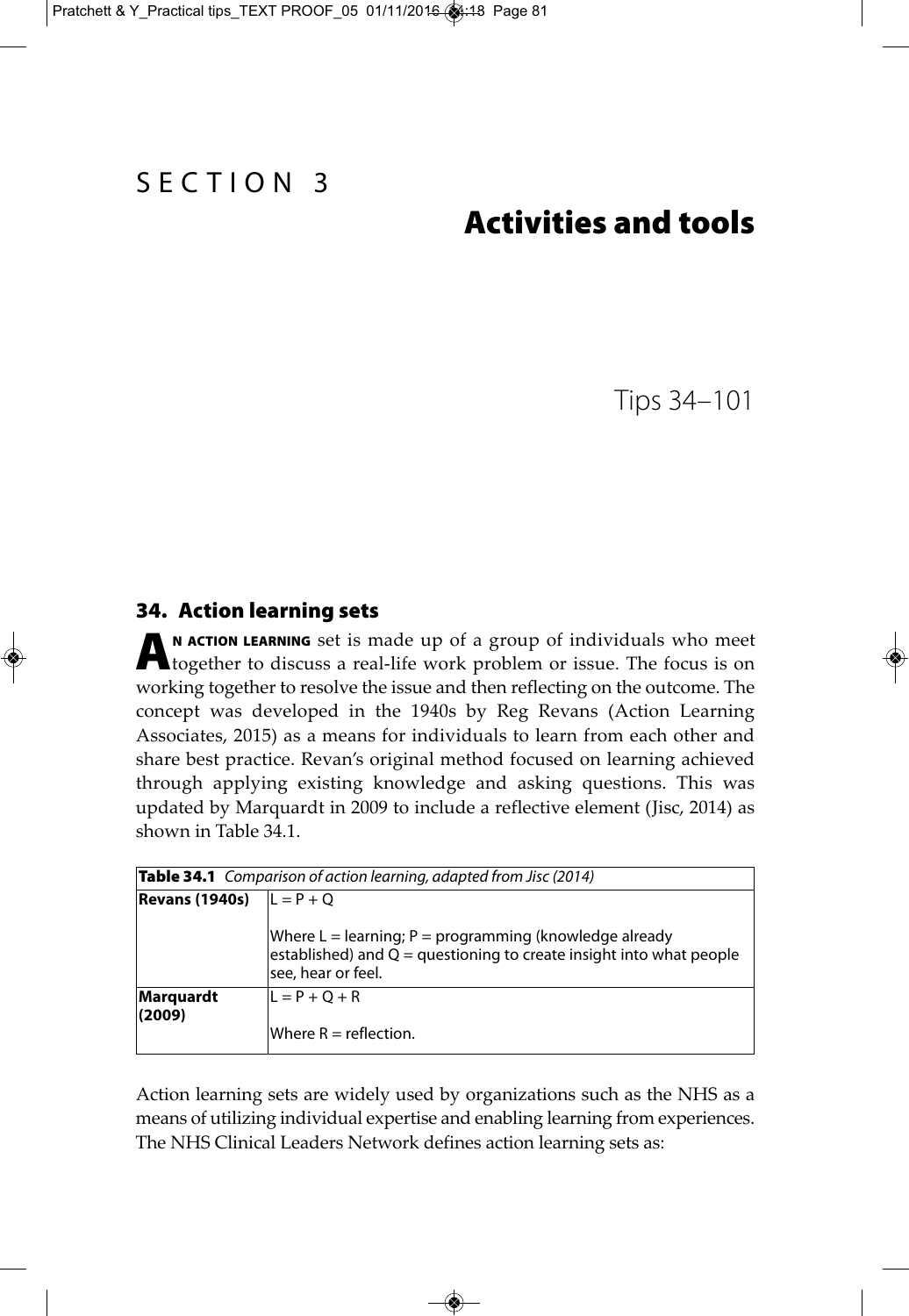# SECTION 3

# Activities and tools

Tips 34–101

## 34. Action learning sets

**An action learning** set is made up of a group of individuals who meet together to discuss a real-life work problem or issue. The focus is on working together to resolve the issue and then reflecting on the outcome. The concept was developed in the 1940s by Reg Revans (Action Learning Associates, 2015) as a means for individuals to learn from each other and share best practice. Revan's original method focused on learning achieved through applying existing knowledge and asking questions. This was updated by Marquardt in 2009 to include a reflective element (Jisc, 2014) as shown in Table 34.1.

**Table 34.1** *Comparison of action learning, adapted from Jisc (2014)*

| | |
|---|---|
| **Revans (1940s)** | L = P + Q<br><br>Where L = learning; P = programming (knowledge already established) and Q = questioning to create insight into what people see, hear or feel. |
| **Marquardt (2009)** | L = P + Q + R<br><br>Where R = reflection. |

Action learning sets are widely used by organizations such as the NHS as a means of utilizing individual expertise and enabling learning from experiences. The NHS Clinical Leaders Network defines action learning sets as: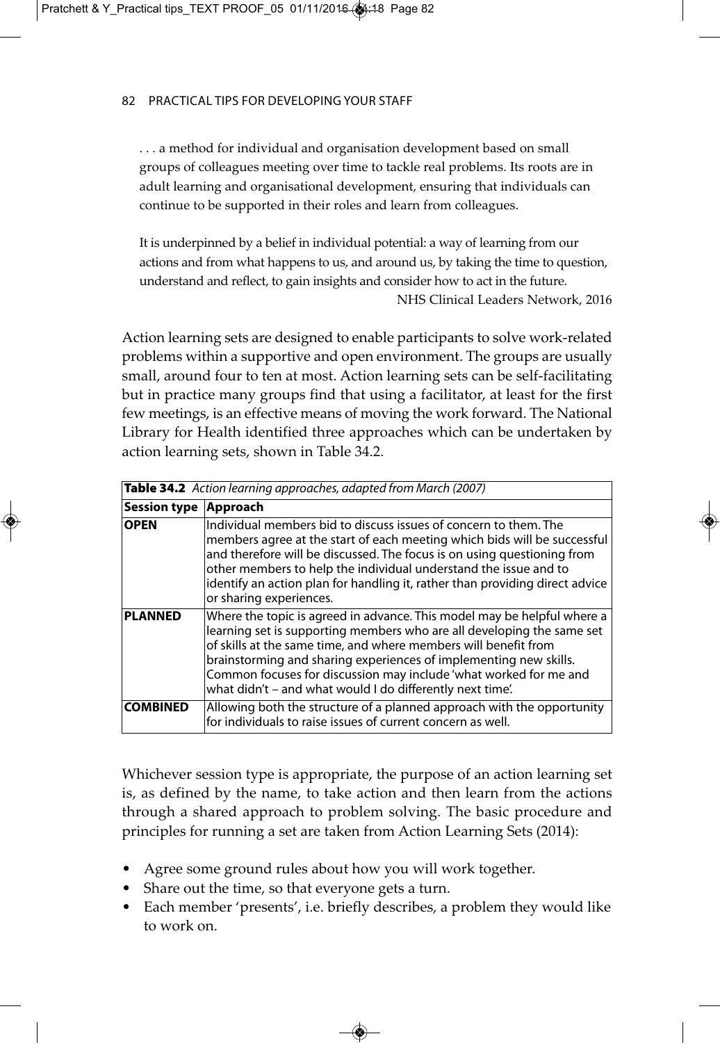. . . a method for individual and organisation development based on small groups of colleagues meeting over time to tackle real problems. Its roots are in adult learning and organisational development, ensuring that individuals can continue to be supported in their roles and learn from colleagues.

It is underpinned by a belief in individual potential: a way of learning from our actions and from what happens to us, and around us, by taking the time to question, understand and reflect, to gain insights and consider how to act in the future.

NHS Clinical Leaders Network, 2016

Action learning sets are designed to enable participants to solve work-related problems within a supportive and open environment. The groups are usually small, around four to ten at most. Action learning sets can be self-facilitating but in practice many groups find that using a facilitator, at least for the first few meetings, is an effective means of moving the work forward. The National Library for Health identified three approaches which can be undertaken by action learning sets, shown in Table 34.2.

**Table 34.2** *Action learning approaches, adapted from March (2007)*

| Session type | Approach |
|---|---|
| **OPEN** | Individual members bid to discuss issues of concern to them. The members agree at the start of each meeting which bids will be successful and therefore will be discussed. The focus is on using questioning from other members to help the individual understand the issue and to identify an action plan for handling it, rather than providing direct advice or sharing experiences. |
| **PLANNED** | Where the topic is agreed in advance. This model may be helpful where a learning set is supporting members who are all developing the same set of skills at the same time, and where members will benefit from brainstorming and sharing experiences of implementing new skills. Common focuses for discussion may include 'what worked for me and what didn't – and what would I do differently next time'. |
| **COMBINED** | Allowing both the structure of a planned approach with the opportunity for individuals to raise issues of current concern as well. |

Whichever session type is appropriate, the purpose of an action learning set is, as defined by the name, to take action and then learn from the actions through a shared approach to problem solving. The basic procedure and principles for running a set are taken from Action Learning Sets (2014):

- Agree some ground rules about how you will work together.
- Share out the time, so that everyone gets a turn.
- Each member 'presents', i.e. briefly describes, a problem they would like to work on.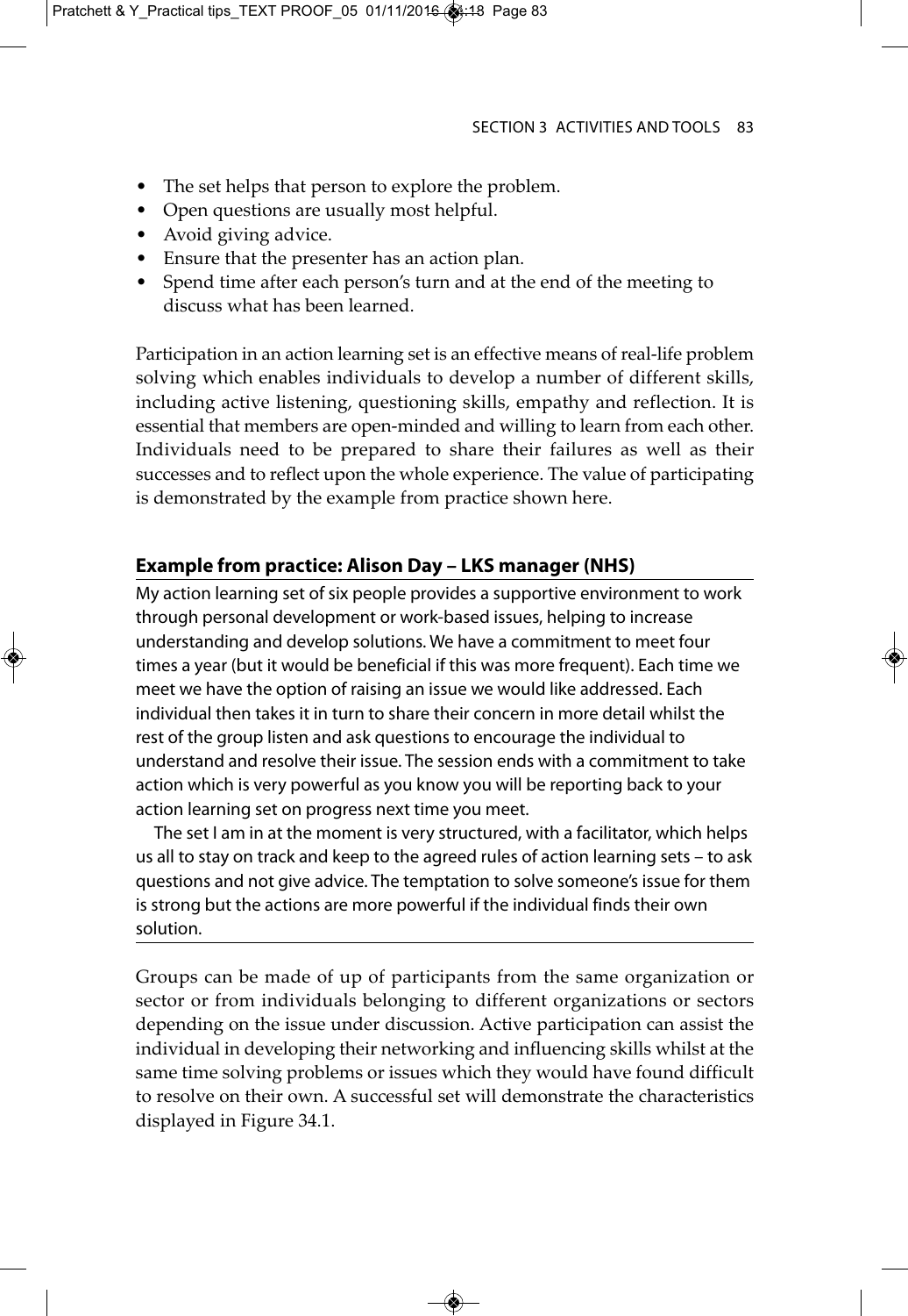- The set helps that person to explore the problem.
- Open questions are usually most helpful.
- Avoid giving advice.
- Ensure that the presenter has an action plan.
- Spend time after each person's turn and at the end of the meeting to discuss what has been learned.

Participation in an action learning set is an effective means of real-life problem solving which enables individuals to develop a number of different skills, including active listening, questioning skills, empathy and reflection. It is essential that members are open-minded and willing to learn from each other. Individuals need to be prepared to share their failures as well as their successes and to reflect upon the whole experience. The value of participating is demonstrated by the example from practice shown here.

### Example from practice: Alison Day – LKS manager (NHS)

My action learning set of six people provides a supportive environment to work through personal development or work-based issues, helping to increase understanding and develop solutions. We have a commitment to meet four times a year (but it would be beneficial if this was more frequent). Each time we meet we have the option of raising an issue we would like addressed. Each individual then takes it in turn to share their concern in more detail whilst the rest of the group listen and ask questions to encourage the individual to understand and resolve their issue. The session ends with a commitment to take action which is very powerful as you know you will be reporting back to your action learning set on progress next time you meet.

The set I am in at the moment is very structured, with a facilitator, which helps us all to stay on track and keep to the agreed rules of action learning sets – to ask questions and not give advice. The temptation to solve someone's issue for them is strong but the actions are more powerful if the individual finds their own solution.

Groups can be made of up of participants from the same organization or sector or from individuals belonging to different organizations or sectors depending on the issue under discussion. Active participation can assist the individual in developing their networking and influencing skills whilst at the same time solving problems or issues which they would have found difficult to resolve on their own. A successful set will demonstrate the characteristics displayed in Figure 34.1.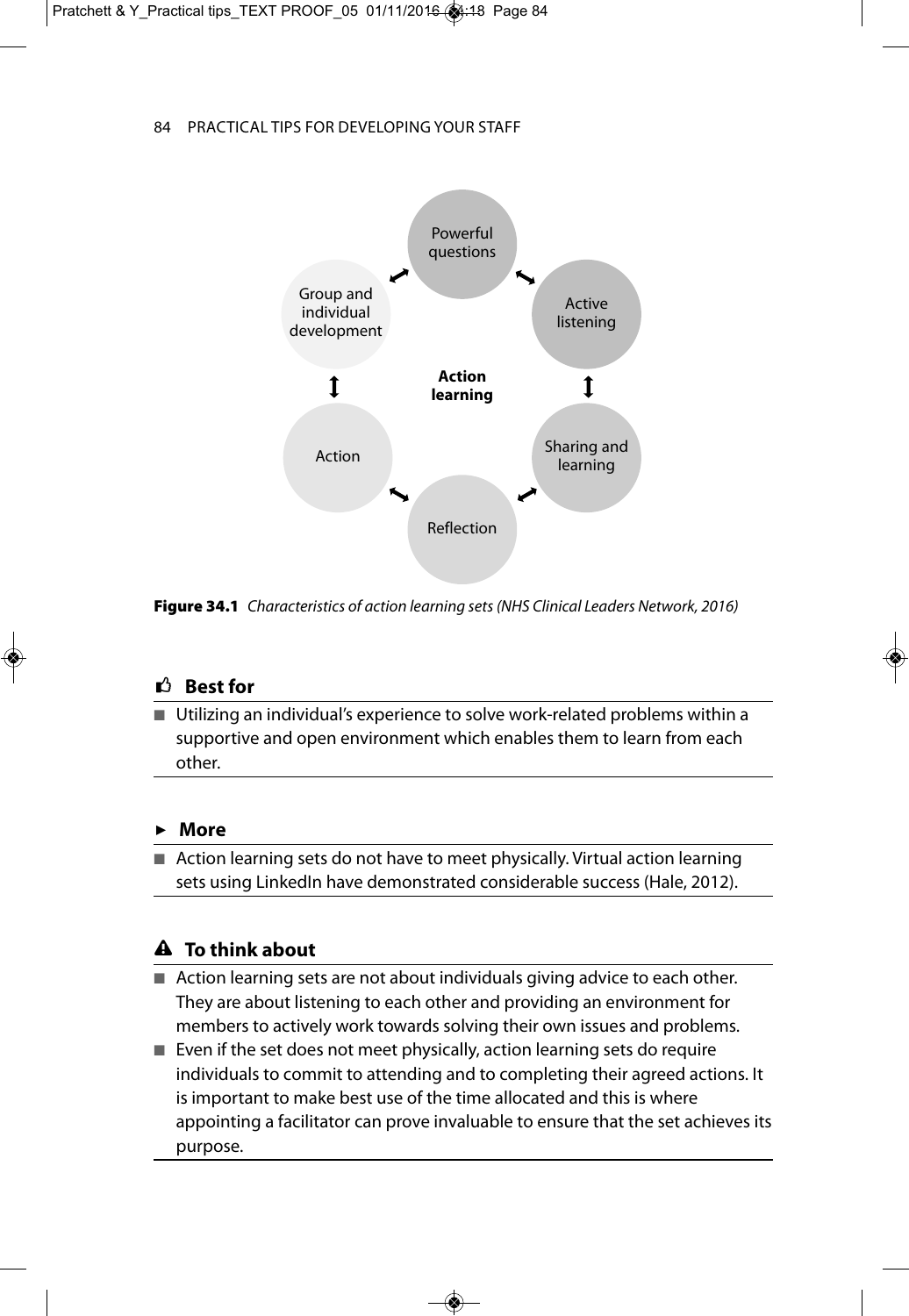Powerful questions

Active listening

Sharing and learning

Reflection

Action

Group and individual development

**Action learning**

**Figure 34.1** *Characteristics of action learning sets (NHS Clinical Leaders Network, 2016)*

### Best for

- Utilizing an individual's experience to solve work-related problems within a supportive and open environment which enables them to learn from each other.

### More

- Action learning sets do not have to meet physically. Virtual action learning sets using LinkedIn have demonstrated considerable success (Hale, 2012).

### To think about

- Action learning sets are not about individuals giving advice to each other. They are about listening to each other and providing an environment for members to actively work towards solving their own issues and problems.
- Even if the set does not meet physically, action learning sets do require individuals to commit to attending and to completing their agreed actions. It is important to make best use of the time allocated and this is where appointing a facilitator can prove invaluable to ensure that the set achieves its purpose.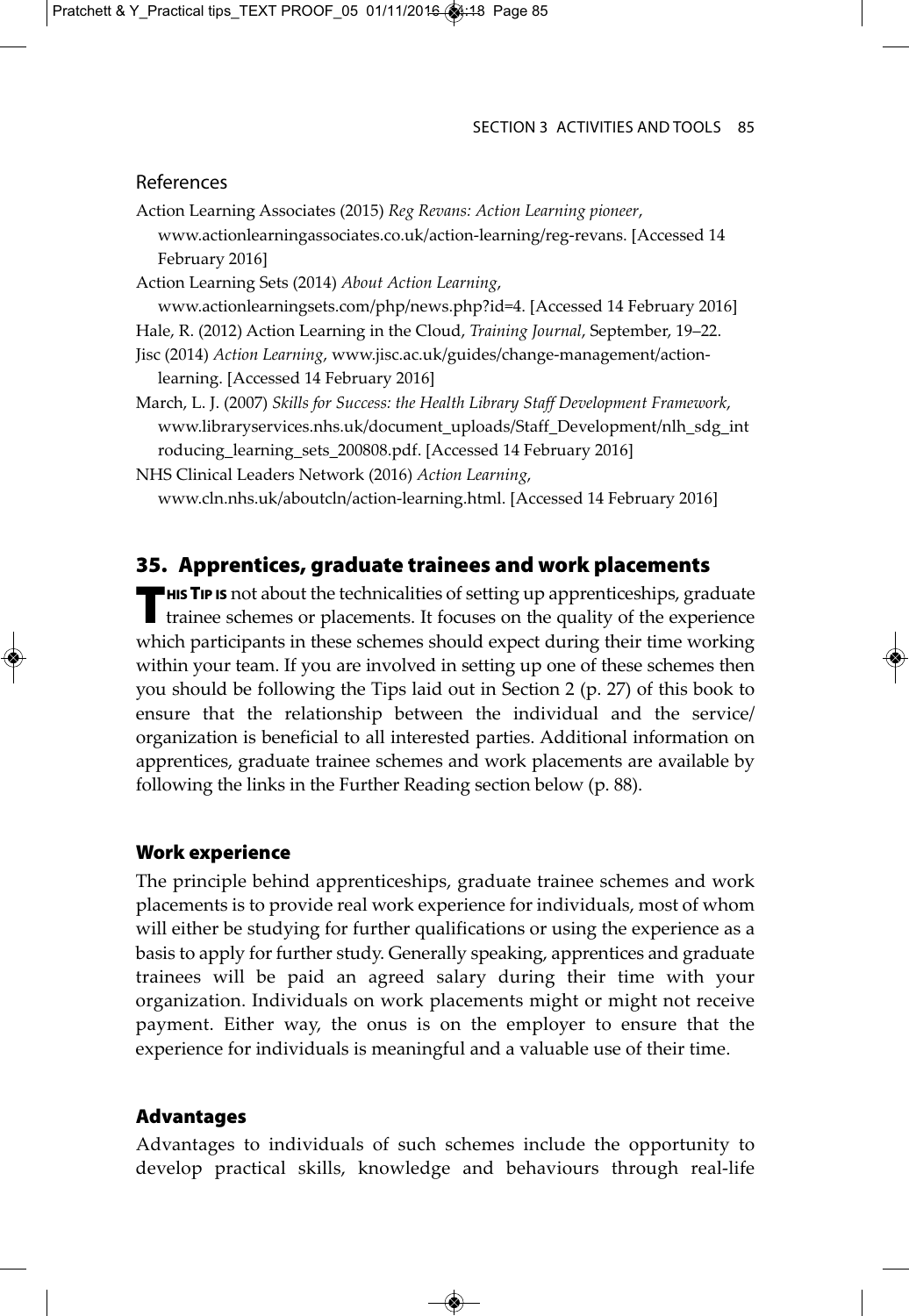## References

Action Learning Associates (2015) *Reg Revans: Action Learning pioneer*, www.actionlearningassociates.co.uk/action-learning/reg-revans. [Accessed 14 February 2016]

Action Learning Sets (2014) *About Action Learning*, www.actionlearningsets.com/php/news.php?id=4. [Accessed 14 February 2016]

Hale, R. (2012) Action Learning in the Cloud, *Training Journal*, September, 19–22.

Jisc (2014) *Action Learning*, www.jisc.ac.uk/guides/change-management/action-learning. [Accessed 14 February 2016]

March, L. J. (2007) *Skills for Success: the Health Library Staff Development Framework*, www.libraryservices.nhs.uk/document_uploads/Staff_Development/nlh_sdg_introducing_learning_sets_200808.pdf. [Accessed 14 February 2016]

NHS Clinical Leaders Network (2016) *Action Learning*, www.cln.nhs.uk/aboutcln/action-learning.html. [Accessed 14 February 2016]

# 35. Apprentices, graduate trainees and work placements

**THIS TIP IS** not about the technicalities of setting up apprenticeships, graduate trainee schemes or placements. It focuses on the quality of the experience which participants in these schemes should expect during their time working within your team. If you are involved in setting up one of these schemes then you should be following the Tips laid out in Section 2 (p. 27) of this book to ensure that the relationship between the individual and the service/organization is beneficial to all interested parties. Additional information on apprentices, graduate trainee schemes and work placements are available by following the links in the Further Reading section below (p. 88).

### Work experience

The principle behind apprenticeships, graduate trainee schemes and work placements is to provide real work experience for individuals, most of whom will either be studying for further qualifications or using the experience as a basis to apply for further study. Generally speaking, apprentices and graduate trainees will be paid an agreed salary during their time with your organization. Individuals on work placements might or might not receive payment. Either way, the onus is on the employer to ensure that the experience for individuals is meaningful and a valuable use of their time.

### Advantages

Advantages to individuals of such schemes include the opportunity to develop practical skills, knowledge and behaviours through real-life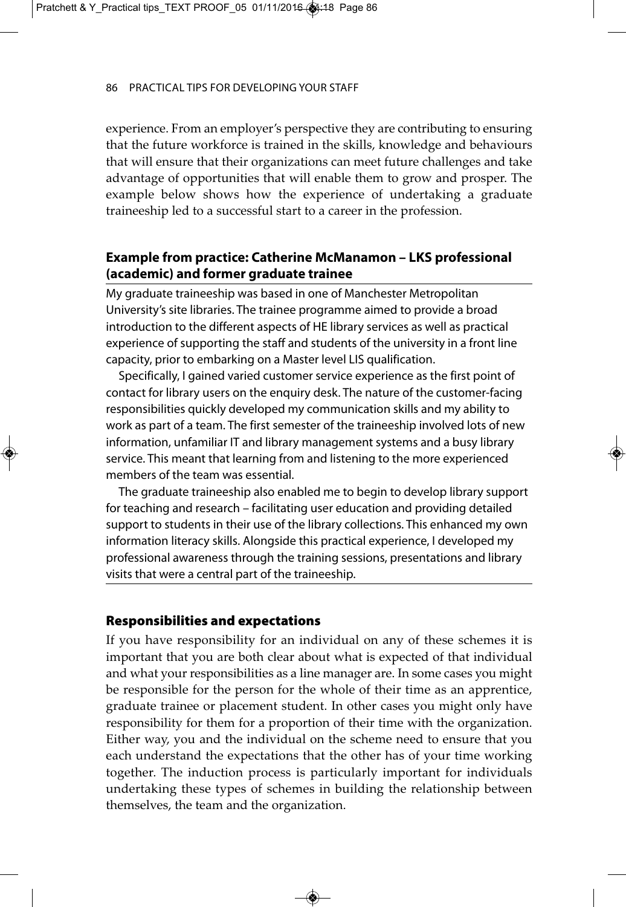experience. From an employer's perspective they are contributing to ensuring that the future workforce is trained in the skills, knowledge and behaviours that will ensure that their organizations can meet future challenges and take advantage of opportunities that will enable them to grow and prosper. The example below shows how the experience of undertaking a graduate traineeship led to a successful start to a career in the profession.

### Example from practice: Catherine McManamon – LKS professional (academic) and former graduate trainee

My graduate traineeship was based in one of Manchester Metropolitan University's site libraries. The trainee programme aimed to provide a broad introduction to the different aspects of HE library services as well as practical experience of supporting the staff and students of the university in a front line capacity, prior to embarking on a Master level LIS qualification.

Specifically, I gained varied customer service experience as the first point of contact for library users on the enquiry desk. The nature of the customer-facing responsibilities quickly developed my communication skills and my ability to work as part of a team. The first semester of the traineeship involved lots of new information, unfamiliar IT and library management systems and a busy library service. This meant that learning from and listening to the more experienced members of the team was essential.

The graduate traineeship also enabled me to begin to develop library support for teaching and research – facilitating user education and providing detailed support to students in their use of the library collections. This enhanced my own information literacy skills. Alongside this practical experience, I developed my professional awareness through the training sessions, presentations and library visits that were a central part of the traineeship.

## Responsibilities and expectations

If you have responsibility for an individual on any of these schemes it is important that you are both clear about what is expected of that individual and what your responsibilities as a line manager are. In some cases you might be responsible for the person for the whole of their time as an apprentice, graduate trainee or placement student. In other cases you might only have responsibility for them for a proportion of their time with the organization. Either way, you and the individual on the scheme need to ensure that you each understand the expectations that the other has of your time working together. The induction process is particularly important for individuals undertaking these types of schemes in building the relationship between themselves, the team and the organization.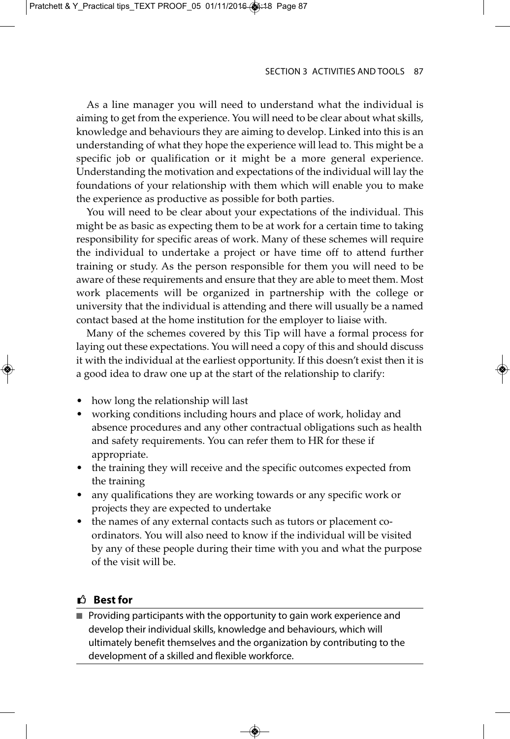As a line manager you will need to understand what the individual is aiming to get from the experience. You will need to be clear about what skills, knowledge and behaviours they are aiming to develop. Linked into this is an understanding of what they hope the experience will lead to. This might be a specific job or qualification or it might be a more general experience. Understanding the motivation and expectations of the individual will lay the foundations of your relationship with them which will enable you to make the experience as productive as possible for both parties.

You will need to be clear about your expectations of the individual. This might be as basic as expecting them to be at work for a certain time to taking responsibility for specific areas of work. Many of these schemes will require the individual to undertake a project or have time off to attend further training or study. As the person responsible for them you will need to be aware of these requirements and ensure that they are able to meet them. Most work placements will be organized in partnership with the college or university that the individual is attending and there will usually be a named contact based at the home institution for the employer to liaise with.

Many of the schemes covered by this Tip will have a formal process for laying out these expectations. You will need a copy of this and should discuss it with the individual at the earliest opportunity. If this doesn't exist then it is a good idea to draw one up at the start of the relationship to clarify:

- how long the relationship will last
- working conditions including hours and place of work, holiday and absence procedures and any other contractual obligations such as health and safety requirements. You can refer them to HR for these if appropriate.
- the training they will receive and the specific outcomes expected from the training
- any qualifications they are working towards or any specific work or projects they are expected to undertake
- the names of any external contacts such as tutors or placement co-ordinators. You will also need to know if the individual will be visited by any of these people during their time with you and what the purpose of the visit will be.

### Best for

- Providing participants with the opportunity to gain work experience and develop their individual skills, knowledge and behaviours, which will ultimately benefit themselves and the organization by contributing to the development of a skilled and flexible workforce.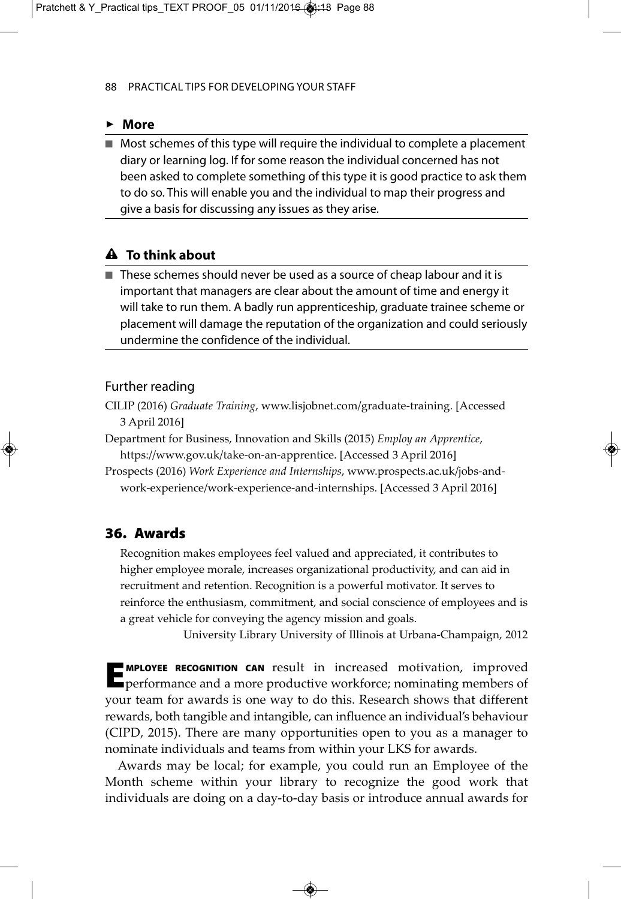### ▸ More

- Most schemes of this type will require the individual to complete a placement diary or learning log. If for some reason the individual concerned has not been asked to complete something of this type it is good practice to ask them to do so. This will enable you and the individual to map their progress and give a basis for discussing any issues as they arise.

### ⚠ To think about

- These schemes should never be used as a source of cheap labour and it is important that managers are clear about the amount of time and energy it will take to run them. A badly run apprenticeship, graduate trainee scheme or placement will damage the reputation of the organization and could seriously undermine the confidence of the individual.

### Further reading

CILIP (2016) *Graduate Training*, www.lisjobnet.com/graduate-training. [Accessed 3 April 2016]

Department for Business, Innovation and Skills (2015) *Employ an Apprentice*, https://www.gov.uk/take-on-an-apprentice. [Accessed 3 April 2016]

Prospects (2016) *Work Experience and Internships*, www.prospects.ac.uk/jobs-and-work-experience/work-experience-and-internships. [Accessed 3 April 2016]

## 36. Awards

> Recognition makes employees feel valued and appreciated, it contributes to higher employee morale, increases organizational productivity, and can aid in recruitment and retention. Recognition is a powerful motivator. It serves to reinforce the enthusiasm, commitment, and social conscience of employees and is a great vehicle for conveying the agency mission and goals.
>
> University Library University of Illinois at Urbana-Champaign, 2012

**EMPLOYEE RECOGNITION CAN** result in increased motivation, improved performance and a more productive workforce; nominating members of your team for awards is one way to do this. Research shows that different rewards, both tangible and intangible, can influence an individual's behaviour (CIPD, 2015). There are many opportunities open to you as a manager to nominate individuals and teams from within your LKS for awards.

Awards may be local; for example, you could run an Employee of the Month scheme within your library to recognize the good work that individuals are doing on a day-to-day basis or introduce annual awards for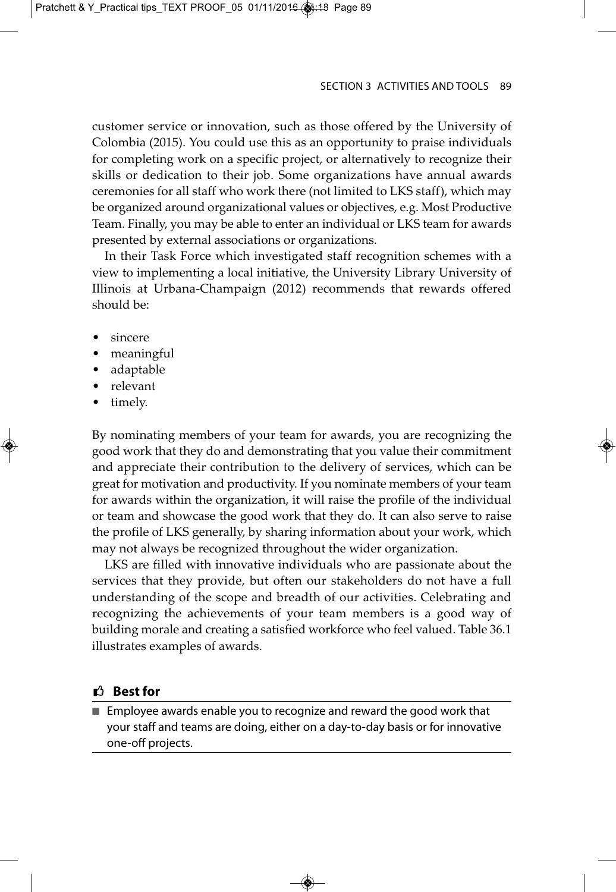customer service or innovation, such as those offered by the University of Colombia (2015). You could use this as an opportunity to praise individuals for completing work on a specific project, or alternatively to recognize their skills or dedication to their job. Some organizations have annual awards ceremonies for all staff who work there (not limited to LKS staff), which may be organized around organizational values or objectives, e.g. Most Productive Team. Finally, you may be able to enter an individual or LKS team for awards presented by external associations or organizations.

In their Task Force which investigated staff recognition schemes with a view to implementing a local initiative, the University Library University of Illinois at Urbana-Champaign (2012) recommends that rewards offered should be:

- sincere
- meaningful
- adaptable
- relevant
- timely.

By nominating members of your team for awards, you are recognizing the good work that they do and demonstrating that you value their commitment and appreciate their contribution to the delivery of services, which can be great for motivation and productivity. If you nominate members of your team for awards within the organization, it will raise the profile of the individual or team and showcase the good work that they do. It can also serve to raise the profile of LKS generally, by sharing information about your work, which may not always be recognized throughout the wider organization.

LKS are filled with innovative individuals who are passionate about the services that they provide, but often our stakeholders do not have a full understanding of the scope and breadth of our activities. Celebrating and recognizing the achievements of your team members is a good way of building morale and creating a satisfied workforce who feel valued. Table 36.1 illustrates examples of awards.

## Best for

- Employee awards enable you to recognize and reward the good work that your staff and teams are doing, either on a day-to-day basis or for innovative one-off projects.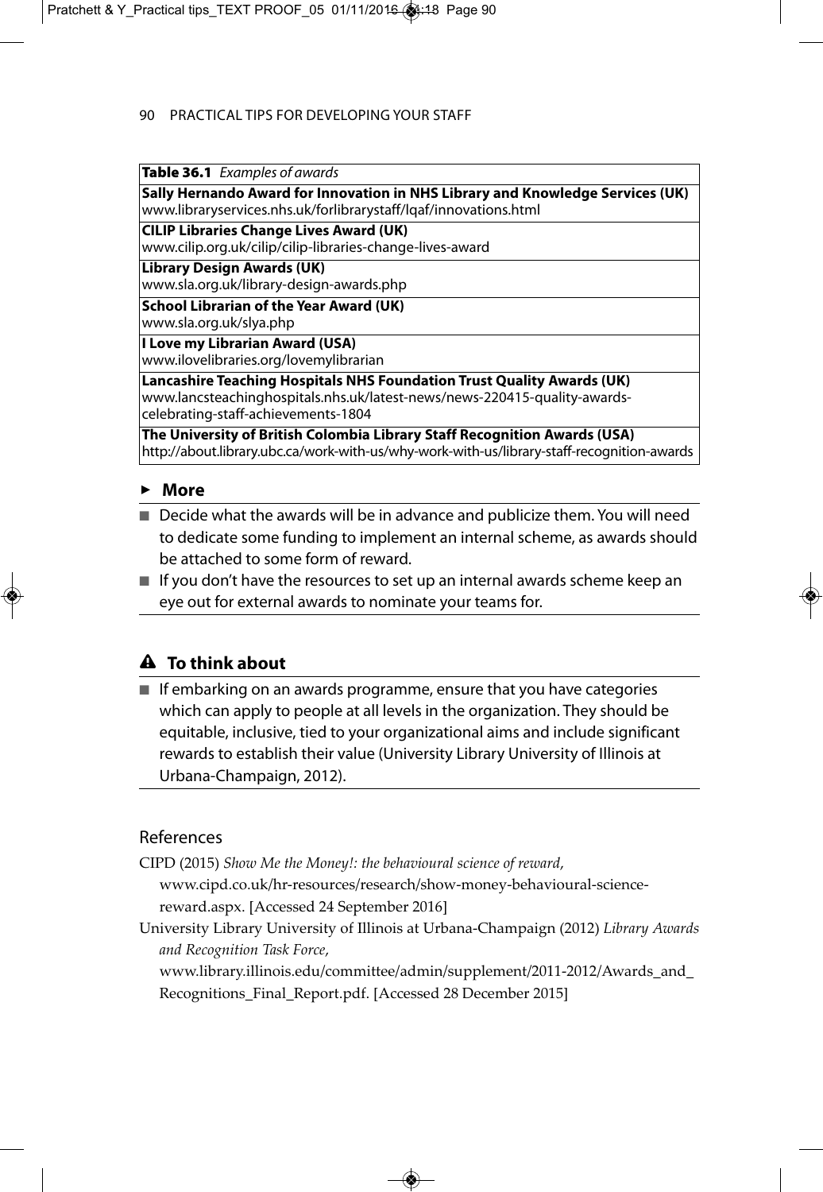**Table 36.1** *Examples of awards*

| |
|---|
| **Sally Hernando Award for Innovation in NHS Library and Knowledge Services (UK)**<br>www.libraryservices.nhs.uk/forlibrarystaff/lqaf/innovations.html |
| **CILIP Libraries Change Lives Award (UK)**<br>www.cilip.org.uk/cilip/cilip-libraries-change-lives-award |
| **Library Design Awards (UK)**<br>www.sla.org.uk/library-design-awards.php |
| **School Librarian of the Year Award (UK)**<br>www.sla.org.uk/slya.php |
| **I Love my Librarian Award (USA)**<br>www.ilovelibraries.org/lovemylibrarian |
| **Lancashire Teaching Hospitals NHS Foundation Trust Quality Awards (UK)**<br>www.lancsteachinghospitals.nhs.uk/latest-news/news-220415-quality-awards-celebrating-staff-achievements-1804 |
| **The University of British Columbia Library Staff Recognition Awards (USA)**<br>http://about.library.ubc.ca/work-with-us/why-work-with-us/library-staff-recognition-awards |

## ► More

- Decide what the awards will be in advance and publicize them. You will need to dedicate some funding to implement an internal scheme, as awards should be attached to some form of reward.
- If you don't have the resources to set up an internal awards scheme keep an eye out for external awards to nominate your teams for.

## ⚠ To think about

- If embarking on an awards programme, ensure that you have categories which can apply to people at all levels in the organization. They should be equitable, inclusive, tied to your organizational aims and include significant rewards to establish their value (University Library University of Illinois at Urbana-Champaign, 2012).

## References

CIPD (2015) *Show Me the Money!: the behavioural science of reward*, www.cipd.co.uk/hr-resources/research/show-money-behavioural-science-reward.aspx. [Accessed 24 September 2016]

University Library University of Illinois at Urbana-Champaign (2012) *Library Awards and Recognition Task Force*, www.library.illinois.edu/committee/admin/supplement/2011-2012/Awards_and_Recognitions_Final_Report.pdf. [Accessed 28 December 2015]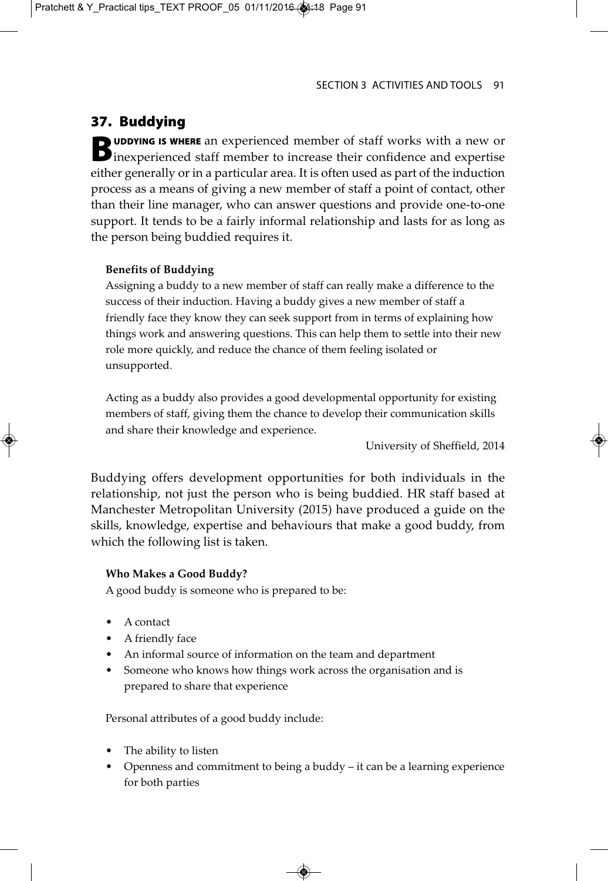## 37. Buddying

**BUDDYING IS WHERE** an experienced member of staff works with a new or inexperienced staff member to increase their confidence and expertise either generally or in a particular area. It is often used as part of the induction process as a means of giving a new member of staff a point of contact, other than their line manager, who can answer questions and provide one-to-one support. It tends to be a fairly informal relationship and lasts for as long as the person being buddied requires it.

> **Benefits of Buddying**
>
> Assigning a buddy to a new member of staff can really make a difference to the success of their induction. Having a buddy gives a new member of staff a friendly face they know they can seek support from in terms of explaining how things work and answering questions. This can help them to settle into their new role more quickly, and reduce the chance of them feeling isolated or unsupported.
>
> Acting as a buddy also provides a good developmental opportunity for existing members of staff, giving them the chance to develop their communication skills and share their knowledge and experience.
>
> University of Sheffield, 2014

Buddying offers development opportunities for both individuals in the relationship, not just the person who is being buddied. HR staff based at Manchester Metropolitan University (2015) have produced a guide on the skills, knowledge, expertise and behaviours that make a good buddy, from which the following list is taken.

> **Who Makes a Good Buddy?**
>
> A good buddy is someone who is prepared to be:
>
> - A contact
> - A friendly face
> - An informal source of information on the team and department
> - Someone who knows how things work across the organisation and is prepared to share that experience
>
> Personal attributes of a good buddy include:
>
> - The ability to listen
> - Openness and commitment to being a buddy – it can be a learning experience for both parties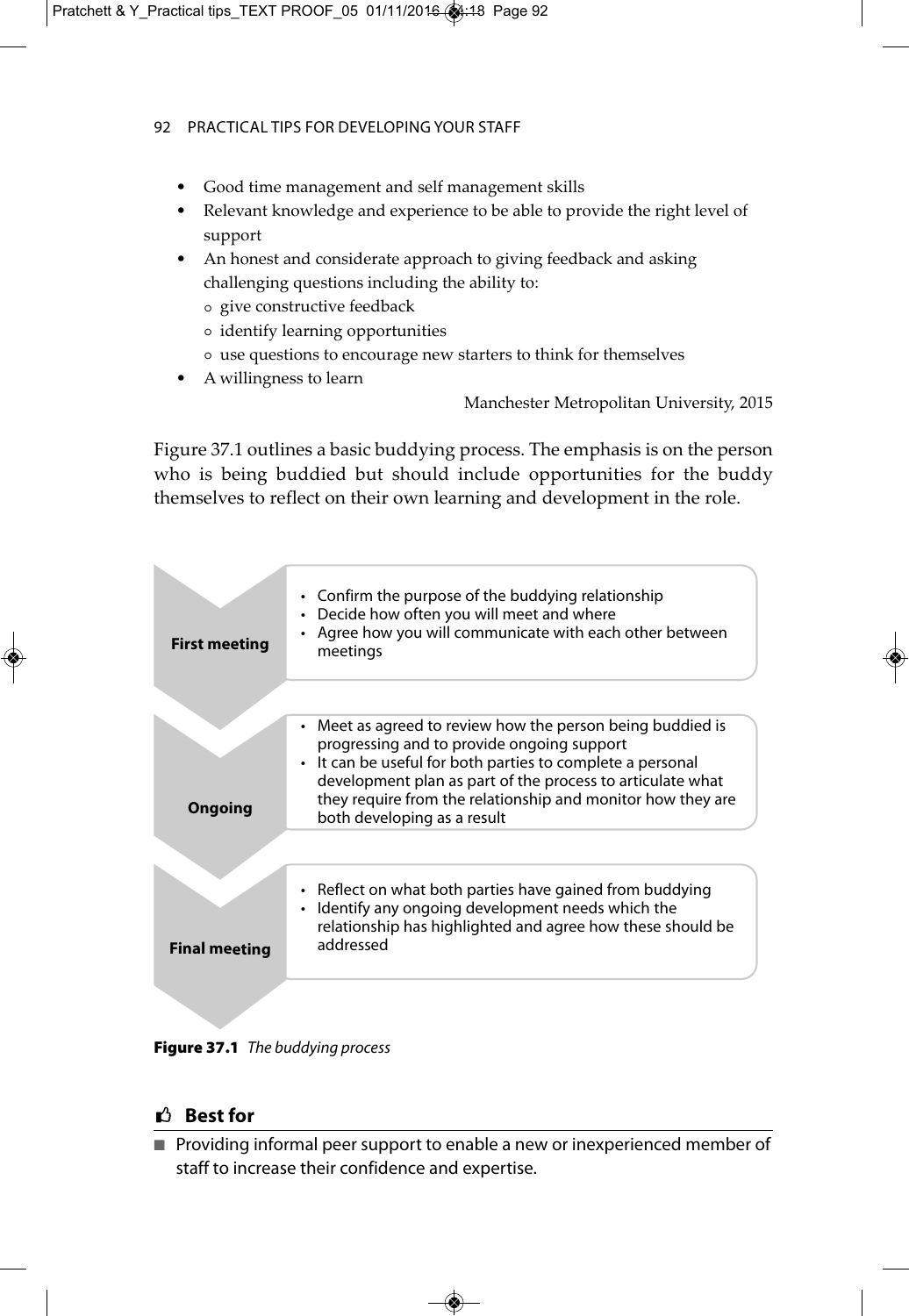- Good time management and self management skills
- Relevant knowledge and experience to be able to provide the right level of support
- An honest and considerate approach to giving feedback and asking challenging questions including the ability to:
  - give constructive feedback
  - identify learning opportunities
  - use questions to encourage new starters to think for themselves
- A willingness to learn

Manchester Metropolitan University, 2015

Figure 37.1 outlines a basic buddying process. The emphasis is on the person who is being buddied but should include opportunities for the buddy themselves to reflect on their own learning and development in the role.

| Stage | Activities |
| --- | --- |
| **First meeting** | • Confirm the purpose of the buddying relationship<br>• Decide how often you will meet and where<br>• Agree how you will communicate with each other between meetings |
| **Ongoing** | • Meet as agreed to review how the person being buddied is progressing and to provide ongoing support<br>• It can be useful for both parties to complete a personal development plan as part of the process to articulate what they require from the relationship and monitor how they are both developing as a result |
| **Final meeting** | • Reflect on what both parties have gained from buddying<br>• Identify any ongoing development needs which the relationship has highlighted and agree how these should be addressed |

**Figure 37.1** *The buddying process*

## Best for

- Providing informal peer support to enable a new or inexperienced member of staff to increase their confidence and expertise.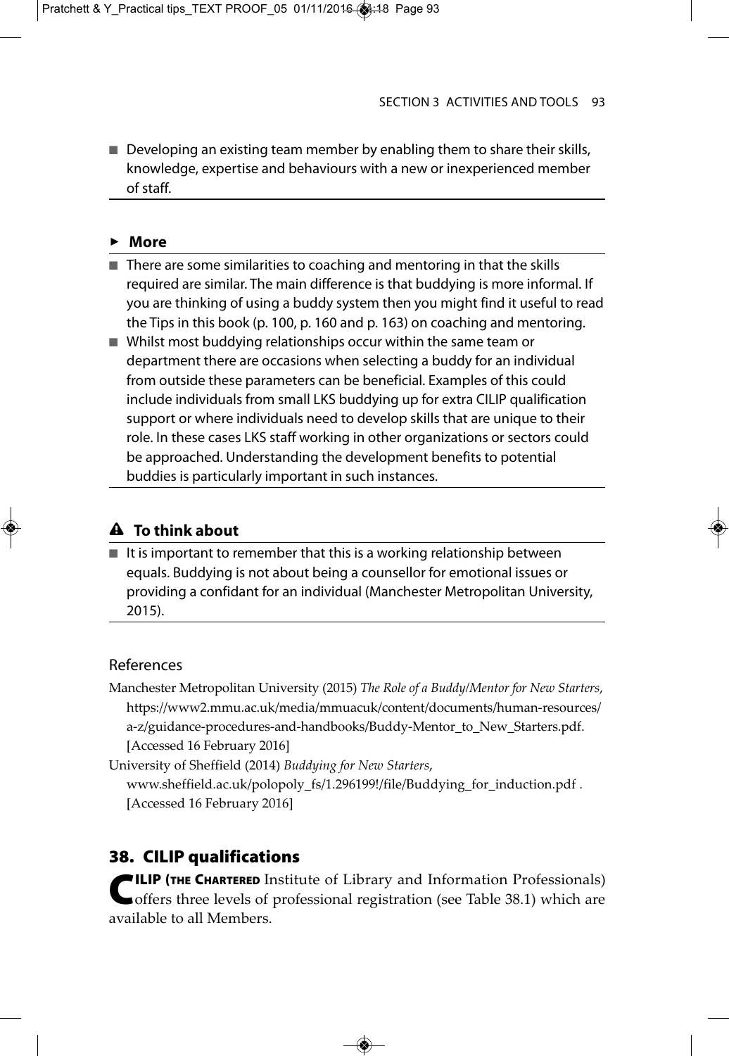- Developing an existing team member by enabling them to share their skills, knowledge, expertise and behaviours with a new or inexperienced member of staff.

### ► More

- There are some similarities to coaching and mentoring in that the skills required are similar. The main difference is that buddying is more informal. If you are thinking of using a buddy system then you might find it useful to read the Tips in this book (p. 100, p. 160 and p. 163) on coaching and mentoring.
- Whilst most buddying relationships occur within the same team or department there are occasions when selecting a buddy for an individual from outside these parameters can be beneficial. Examples of this could include individuals from small LKS buddying up for extra CILIP qualification support or where individuals need to develop skills that are unique to their role. In these cases LKS staff working in other organizations or sectors could be approached. Understanding the development benefits to potential buddies is particularly important in such instances.

### ⚠ To think about

- It is important to remember that this is a working relationship between equals. Buddying is not about being a counsellor for emotional issues or providing a confidant for an individual (Manchester Metropolitan University, 2015).

### References

Manchester Metropolitan University (2015) *The Role of a Buddy/Mentor for New Starters*, https://www2.mmu.ac.uk/media/mmuacuk/content/documents/human-resources/a-z/guidance-procedures-and-handbooks/Buddy-Mentor_to_New_Starters.pdf. [Accessed 16 February 2016]

University of Sheffield (2014) *Buddying for New Starters*, www.sheffield.ac.uk/polopoly_fs/1.296199!/file/Buddying_for_induction.pdf . [Accessed 16 February 2016]

## 38. CILIP qualifications

**CILIP (The Chartered** Institute of Library and Information Professionals) offers three levels of professional registration (see Table 38.1) which are available to all Members.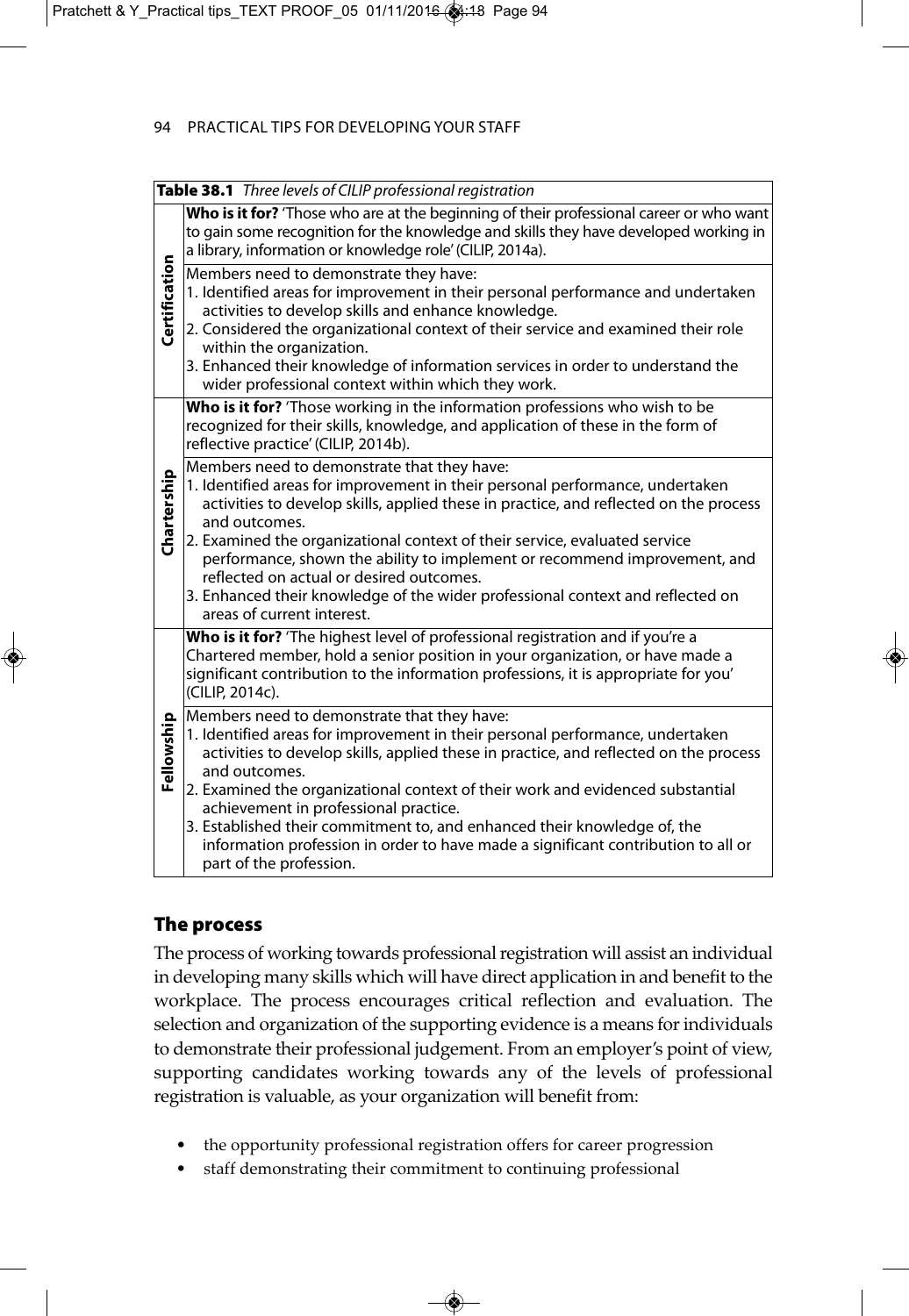**Table 38.1** *Three levels of CILIP professional registration*

| Level | Details |
|---|---|
| **Certification** | **Who is it for?** 'Those who are at the beginning of their professional career or who want to gain some recognition for the knowledge and skills they have developed working in a library, information or knowledge role' (CILIP, 2014a). |
| | Members need to demonstrate they have:<br>1. Identified areas for improvement in their personal performance and undertaken activities to develop skills and enhance knowledge.<br>2. Considered the organizational context of their service and examined their role within the organization.<br>3. Enhanced their knowledge of information services in order to understand the wider professional context within which they work. |
| **Chartership** | **Who is it for?** 'Those working in the information professions who wish to be recognized for their skills, knowledge, and application of these in the form of reflective practice' (CILIP, 2014b). |
| | Members need to demonstrate that they have:<br>1. Identified areas for improvement in their personal performance, undertaken activities to develop skills, applied these in practice, and reflected on the process and outcomes.<br>2. Examined the organizational context of their service, evaluated service performance, shown the ability to implement or recommend improvement, and reflected on actual or desired outcomes.<br>3. Enhanced their knowledge of the wider professional context and reflected on areas of current interest. |
| **Fellowship** | **Who is it for?** 'The highest level of professional registration and if you're a Chartered member, hold a senior position in your organization, or have made a significant contribution to the information professions, it is appropriate for you' (CILIP, 2014c). |
| | Members need to demonstrate that they have:<br>1. Identified areas for improvement in their personal performance, undertaken activities to develop skills, applied these in practice, and reflected on the process and outcomes.<br>2. Examined the organizational context of their work and evidenced substantial achievement in professional practice.<br>3. Established their commitment to, and enhanced their knowledge of, the information profession in order to have made a significant contribution to all or part of the profession. |

## The process

The process of working towards professional registration will assist an individual in developing many skills which will have direct application in and benefit to the workplace. The process encourages critical reflection and evaluation. The selection and organization of the supporting evidence is a means for individuals to demonstrate their professional judgement. From an employer's point of view, supporting candidates working towards any of the levels of professional registration is valuable, as your organization will benefit from:

- the opportunity professional registration offers for career progression
- staff demonstrating their commitment to continuing professional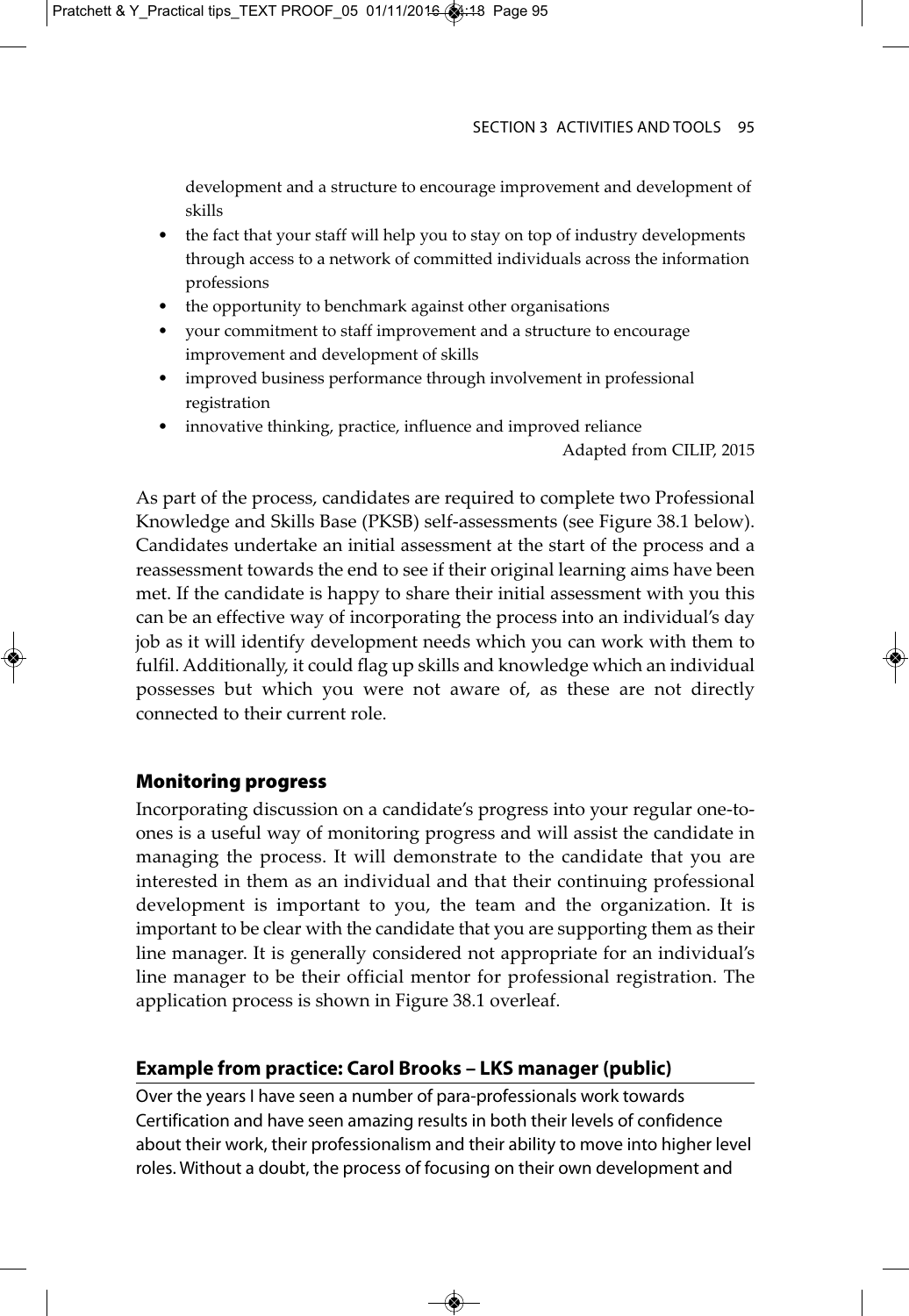development and a structure to encourage improvement and development of skills

- the fact that your staff will help you to stay on top of industry developments through access to a network of committed individuals across the information professions
- the opportunity to benchmark against other organisations
- your commitment to staff improvement and a structure to encourage improvement and development of skills
- improved business performance through involvement in professional registration
- innovative thinking, practice, influence and improved reliance

Adapted from CILIP, 2015

As part of the process, candidates are required to complete two Professional Knowledge and Skills Base (PKSB) self-assessments (see Figure 38.1 below). Candidates undertake an initial assessment at the start of the process and a reassessment towards the end to see if their original learning aims have been met. If the candidate is happy to share their initial assessment with you this can be an effective way of incorporating the process into an individual's day job as it will identify development needs which you can work with them to fulfil. Additionally, it could flag up skills and knowledge which an individual possesses but which you were not aware of, as these are not directly connected to their current role.

## Monitoring progress

Incorporating discussion on a candidate's progress into your regular one-to-ones is a useful way of monitoring progress and will assist the candidate in managing the process. It will demonstrate to the candidate that you are interested in them as an individual and that their continuing professional development is important to you, the team and the organization. It is important to be clear with the candidate that you are supporting them as their line manager. It is generally considered not appropriate for an individual's line manager to be their official mentor for professional registration. The application process is shown in Figure 38.1 overleaf.

### Example from practice: Carol Brooks – LKS manager (public)

Over the years I have seen a number of para-professionals work towards Certification and have seen amazing results in both their levels of confidence about their work, their professionalism and their ability to move into higher level roles. Without a doubt, the process of focusing on their own development and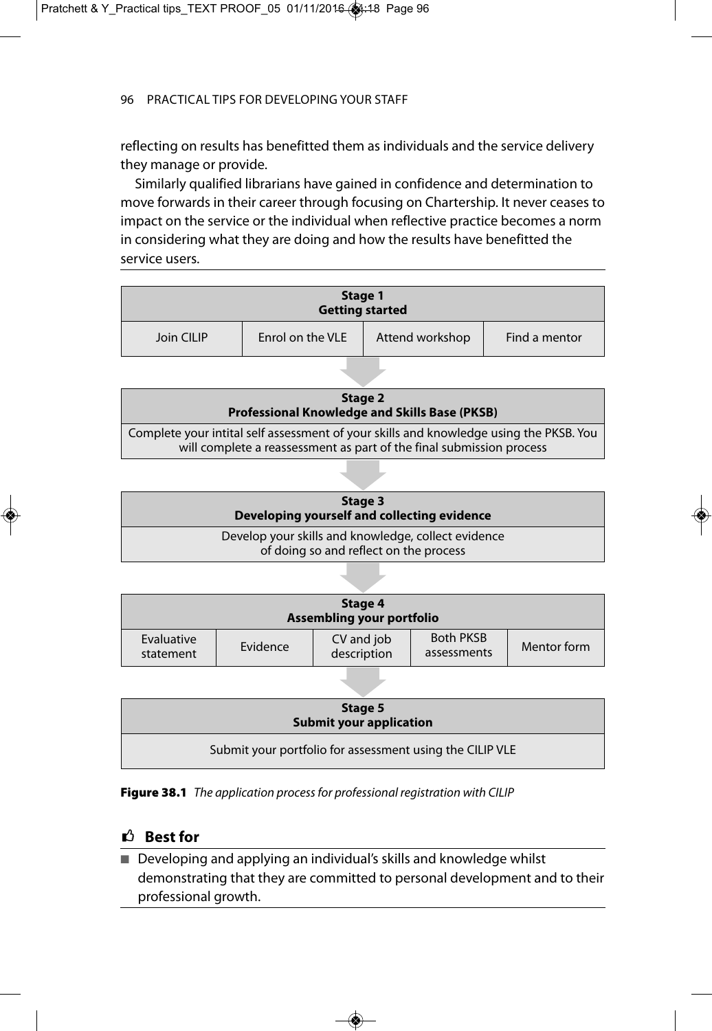reflecting on results has benefitted them as individuals and the service delivery they manage or provide.

Similarly qualified librarians have gained in confidence and determination to move forwards in their career through focusing on Chartership. It never ceases to impact on the service or the individual when reflective practice becomes a norm in considering what they are doing and how the results have benefitted the service users.

| **Stage 1**<br>**Getting started** | | | |
|---|---|---|---|
| Join CILIP | Enrol on the VLE | Attend workshop | Find a mentor |

| **Stage 2**<br>**Professional Knowledge and Skills Base (PKSB)** |
|---|
| Complete your intital self assessment of your skills and knowledge using the PKSB. You will complete a reassessment as part of the final submission process |

| **Stage 3**<br>**Developing yourself and collecting evidence** |
|---|
| Develop your skills and knowledge, collect evidence of doing so and reflect on the process |

| **Stage 4**<br>**Assembling your portfolio** | | | | |
|---|---|---|---|---|
| Evaluative statement | Evidence | CV and job description | Both PKSB assessments | Mentor form |

| **Stage 5**<br>**Submit your application** |
|---|
| Submit your portfolio for assessment using the CILIP VLE |

**Figure 38.1** *The application process for professional registration with CILIP*

### Best for

- Developing and applying an individual's skills and knowledge whilst demonstrating that they are committed to personal development and to their professional growth.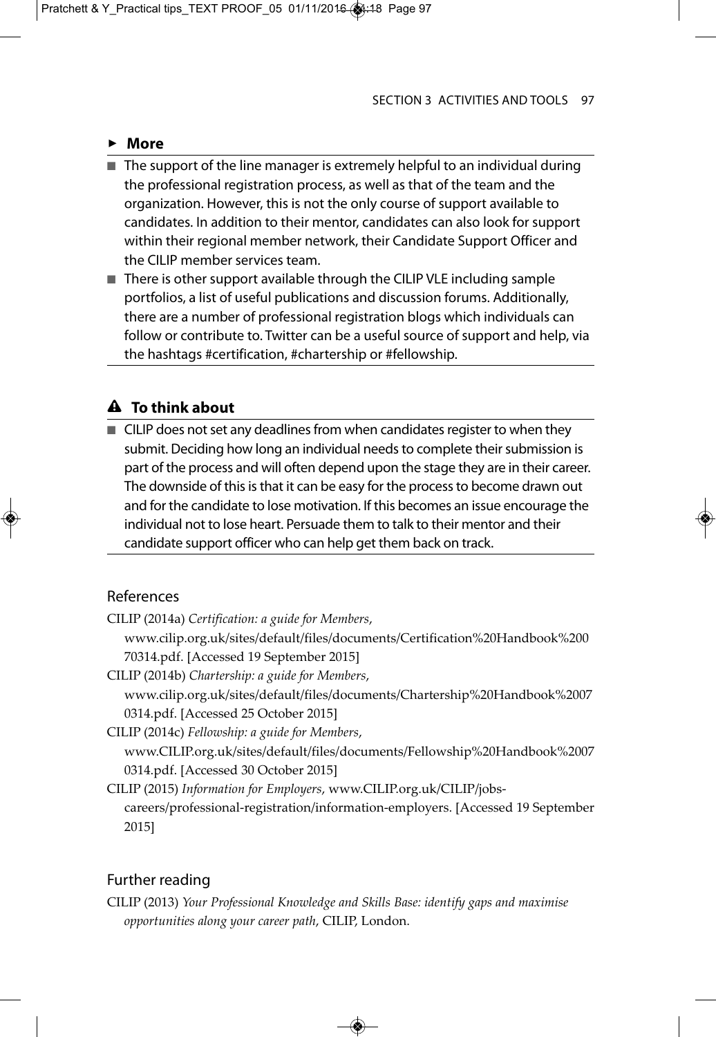### ► More

- The support of the line manager is extremely helpful to an individual during the professional registration process, as well as that of the team and the organization. However, this is not the only course of support available to candidates. In addition to their mentor, candidates can also look for support within their regional member network, their Candidate Support Officer and the CILIP member services team.
- There is other support available through the CILIP VLE including sample portfolios, a list of useful publications and discussion forums. Additionally, there are a number of professional registration blogs which individuals can follow or contribute to. Twitter can be a useful source of support and help, via the hashtags #certification, #chartership or #fellowship.

### ⚠ To think about

- CILIP does not set any deadlines from when candidates register to when they submit. Deciding how long an individual needs to complete their submission is part of the process and will often depend upon the stage they are in their career. The downside of this is that it can be easy for the process to become drawn out and for the candidate to lose motivation. If this becomes an issue encourage the individual not to lose heart. Persuade them to talk to their mentor and their candidate support officer who can help get them back on track.

## References

CILIP (2014a) *Certification: a guide for Members*, www.cilip.org.uk/sites/default/files/documents/Certification%20Handbook%20070314.pdf. [Accessed 19 September 2015]

CILIP (2014b) *Chartership: a guide for Members*, www.cilip.org.uk/sites/default/files/documents/Chartership%20Handbook%20070314.pdf. [Accessed 25 October 2015]

CILIP (2014c) *Fellowship: a guide for Members*, www.CILIP.org.uk/sites/default/files/documents/Fellowship%20Handbook%20070314.pdf. [Accessed 30 October 2015]

CILIP (2015) *Information for Employers*, www.CILIP.org.uk/CILIP/jobs-careers/professional-registration/information-employers. [Accessed 19 September 2015]

## Further reading

CILIP (2013) *Your Professional Knowledge and Skills Base: identify gaps and maximise opportunities along your career path*, CILIP, London.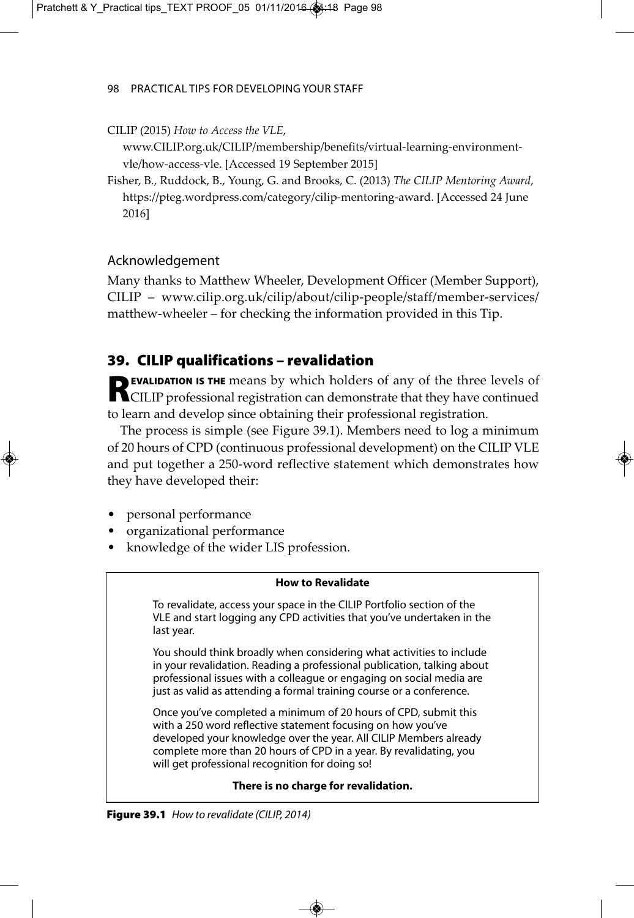CILIP (2015) *How to Access the VLE*, www.CILIP.org.uk/CILIP/membership/benefits/virtual-learning-environment-vle/how-access-vle. [Accessed 19 September 2015]

Fisher, B., Ruddock, B., Young, G. and Brooks, C. (2013) *The CILIP Mentoring Award*, https://pteg.wordpress.com/category/cilip-mentoring-award. [Accessed 24 June 2016]

### Acknowledgement

Many thanks to Matthew Wheeler, Development Officer (Member Support), CILIP – www.cilip.org.uk/cilip/about/cilip-people/staff/member-services/matthew-wheeler – for checking the information provided in this Tip.

## 39. CILIP qualifications – revalidation

**REVALIDATION IS THE** means by which holders of any of the three levels of CILIP professional registration can demonstrate that they have continued to learn and develop since obtaining their professional registration.

The process is simple (see Figure 39.1). Members need to log a minimum of 20 hours of CPD (continuous professional development) on the CILIP VLE and put together a 250-word reflective statement which demonstrates how they have developed their:

- personal performance
- organizational performance
- knowledge of the wider LIS profession.

**How to Revalidate**

To revalidate, access your space in the CILIP Portfolio section of the VLE and start logging any CPD activities that you've undertaken in the last year.

You should think broadly when considering what activities to include in your revalidation. Reading a professional publication, talking about professional issues with a colleague or engaging on social media are just as valid as attending a formal training course or a conference.

Once you've completed a minimum of 20 hours of CPD, submit this with a 250 word reflective statement focusing on how you've developed your knowledge over the year. All CILIP Members already complete more than 20 hours of CPD in a year. By revalidating, you will get professional recognition for doing so!

**There is no charge for revalidation.**

**Figure 39.1** *How to revalidate (CILIP, 2014)*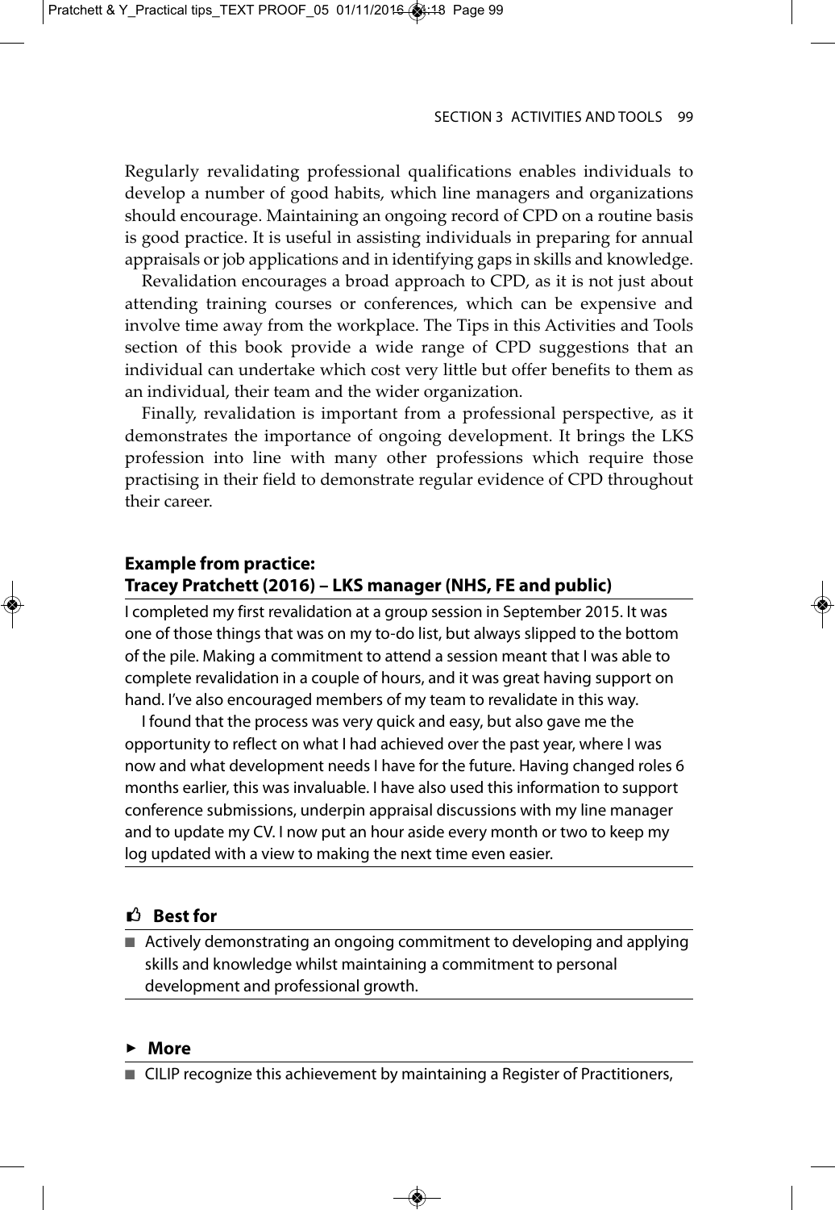Regularly revalidating professional qualifications enables individuals to develop a number of good habits, which line managers and organizations should encourage. Maintaining an ongoing record of CPD on a routine basis is good practice. It is useful in assisting individuals in preparing for annual appraisals or job applications and in identifying gaps in skills and knowledge.

Revalidation encourages a broad approach to CPD, as it is not just about attending training courses or conferences, which can be expensive and involve time away from the workplace. The Tips in this Activities and Tools section of this book provide a wide range of CPD suggestions that an individual can undertake which cost very little but offer benefits to them as an individual, their team and the wider organization.

Finally, revalidation is important from a professional perspective, as it demonstrates the importance of ongoing development. It brings the LKS profession into line with many other professions which require those practising in their field to demonstrate regular evidence of CPD throughout their career.

**Example from practice:**
**Tracey Pratchett (2016) – LKS manager (NHS, FE and public)**

I completed my first revalidation at a group session in September 2015. It was one of those things that was on my to-do list, but always slipped to the bottom of the pile. Making a commitment to attend a session meant that I was able to complete revalidation in a couple of hours, and it was great having support on hand. I've also encouraged members of my team to revalidate in this way.

I found that the process was very quick and easy, but also gave me the opportunity to reflect on what I had achieved over the past year, where I was now and what development needs I have for the future. Having changed roles 6 months earlier, this was invaluable. I have also used this information to support conference submissions, underpin appraisal discussions with my line manager and to update my CV. I now put an hour aside every month or two to keep my log updated with a view to making the next time even easier.

**Best for**

- Actively demonstrating an ongoing commitment to developing and applying skills and knowledge whilst maintaining a commitment to personal development and professional growth.

**► More**

- CILIP recognize this achievement by maintaining a Register of Practitioners,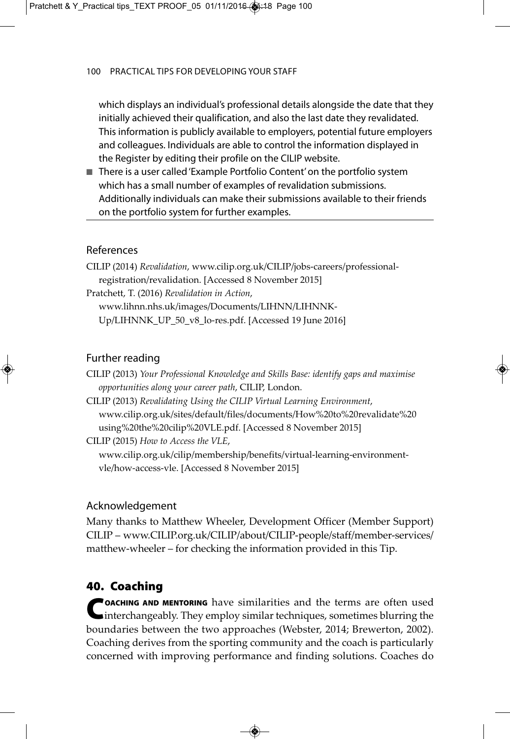which displays an individual's professional details alongside the date that they initially achieved their qualification, and also the last date they revalidated. This information is publicly available to employers, potential future employers and colleagues. Individuals are able to control the information displayed in the Register by editing their profile on the CILIP website.

- There is a user called 'Example Portfolio Content' on the portfolio system which has a small number of examples of revalidation submissions. Additionally individuals can make their submissions available to their friends on the portfolio system for further examples.

## References

CILIP (2014) *Revalidation*, www.cilip.org.uk/CILIP/jobs-careers/professional-registration/revalidation. [Accessed 8 November 2015]

Pratchett, T. (2016) *Revalidation in Action*, www.lihnn.nhs.uk/images/Documents/LIHNN/LIHNNK-Up/LIHNNK_UP_50_v8_lo-res.pdf. [Accessed 19 June 2016]

## Further reading

CILIP (2013) *Your Professional Knowledge and Skills Base: identify gaps and maximise opportunities along your career path*, CILIP, London.

CILIP (2013) *Revalidating Using the CILIP Virtual Learning Environment*, www.cilip.org.uk/sites/default/files/documents/How%20to%20revalidate%20using%20the%20cilip%20VLE.pdf. [Accessed 8 November 2015]

CILIP (2015) *How to Access the VLE*, www.cilip.org.uk/cilip/membership/benefits/virtual-learning-environment-vle/how-access-vle. [Accessed 8 November 2015]

## Acknowledgement

Many thanks to Matthew Wheeler, Development Officer (Member Support) CILIP – www.CILIP.org.uk/CILIP/about/CILIP-people/staff/member-services/matthew-wheeler – for checking the information provided in this Tip.

# 40. Coaching

**Coaching and mentoring** have similarities and the terms are often used interchangeably. They employ similar techniques, sometimes blurring the boundaries between the two approaches (Webster, 2014; Brewerton, 2002). Coaching derives from the sporting community and the coach is particularly concerned with improving performance and finding solutions. Coaches do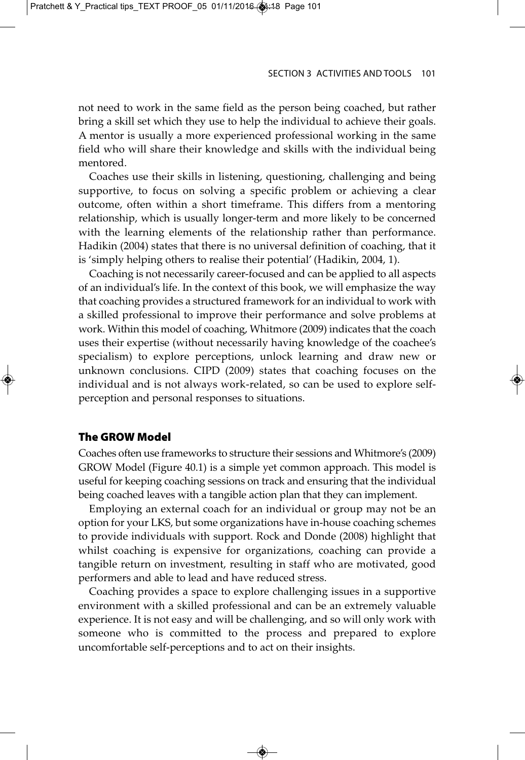not need to work in the same field as the person being coached, but rather bring a skill set which they use to help the individual to achieve their goals. A mentor is usually a more experienced professional working in the same field who will share their knowledge and skills with the individual being mentored.

Coaches use their skills in listening, questioning, challenging and being supportive, to focus on solving a specific problem or achieving a clear outcome, often within a short timeframe. This differs from a mentoring relationship, which is usually longer-term and more likely to be concerned with the learning elements of the relationship rather than performance. Hadikin (2004) states that there is no universal definition of coaching, that it is 'simply helping others to realise their potential' (Hadikin, 2004, 1).

Coaching is not necessarily career-focused and can be applied to all aspects of an individual's life. In the context of this book, we will emphasize the way that coaching provides a structured framework for an individual to work with a skilled professional to improve their performance and solve problems at work. Within this model of coaching, Whitmore (2009) indicates that the coach uses their expertise (without necessarily having knowledge of the coachee's specialism) to explore perceptions, unlock learning and draw new or unknown conclusions. CIPD (2009) states that coaching focuses on the individual and is not always work-related, so can be used to explore self-perception and personal responses to situations.

## The GROW Model

Coaches often use frameworks to structure their sessions and Whitmore's (2009) GROW Model (Figure 40.1) is a simple yet common approach. This model is useful for keeping coaching sessions on track and ensuring that the individual being coached leaves with a tangible action plan that they can implement.

Employing an external coach for an individual or group may not be an option for your LKS, but some organizations have in-house coaching schemes to provide individuals with support. Rock and Donde (2008) highlight that whilst coaching is expensive for organizations, coaching can provide a tangible return on investment, resulting in staff who are motivated, good performers and able to lead and have reduced stress.

Coaching provides a space to explore challenging issues in a supportive environment with a skilled professional and can be an extremely valuable experience. It is not easy and will be challenging, and so will only work with someone who is committed to the process and prepared to explore uncomfortable self-perceptions and to act on their insights.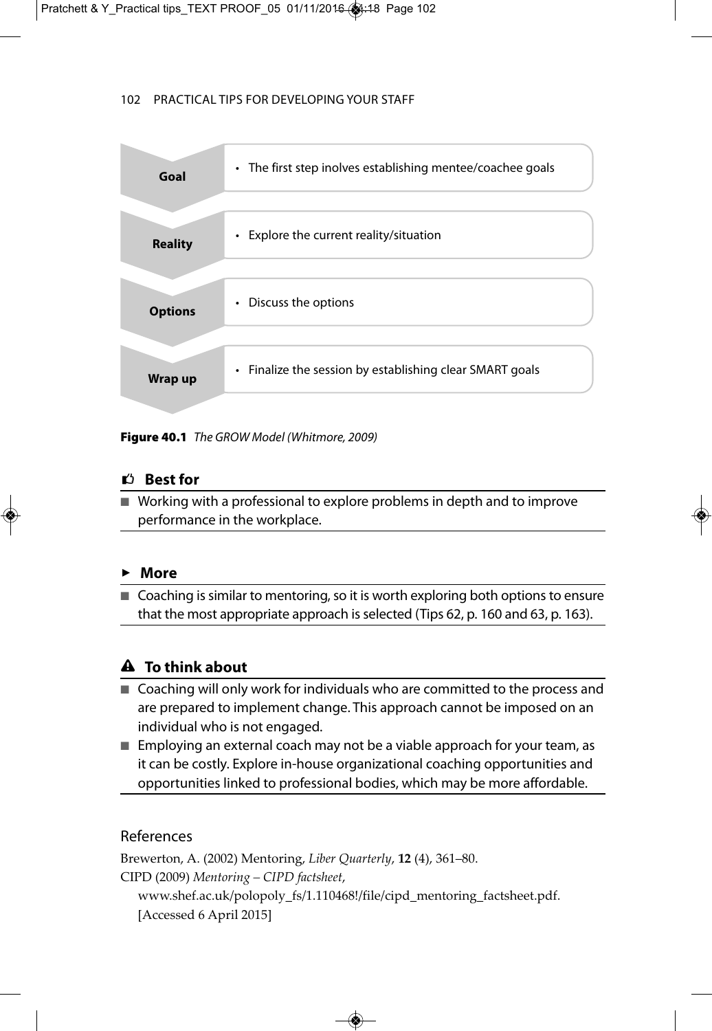| | |
|---|---|
| **Goal** | • The first step inolves establishing mentee/coachee goals |
| **Reality** | • Explore the current reality/situation |
| **Options** | • Discuss the options |
| **Wrap up** | • Finalize the session by establishing clear SMART goals |

**Figure 40.1** *The GROW Model (Whitmore, 2009)*

### Best for

- Working with a professional to explore problems in depth and to improve performance in the workplace.

### More

- Coaching is similar to mentoring, so it is worth exploring both options to ensure that the most appropriate approach is selected (Tips 62, p. 160 and 63, p. 163).

### To think about

- Coaching will only work for individuals who are committed to the process and are prepared to implement change. This approach cannot be imposed on an individual who is not engaged.
- Employing an external coach may not be a viable approach for your team, as it can be costly. Explore in-house organizational coaching opportunities and opportunities linked to professional bodies, which may be more affordable.

## References

Brewerton, A. (2002) Mentoring, *Liber Quarterly*, **12** (4), 361–80.

CIPD (2009) *Mentoring – CIPD factsheet*, www.shef.ac.uk/polopoly_fs/1.110468!/file/cipd_mentoring_factsheet.pdf. [Accessed 6 April 2015]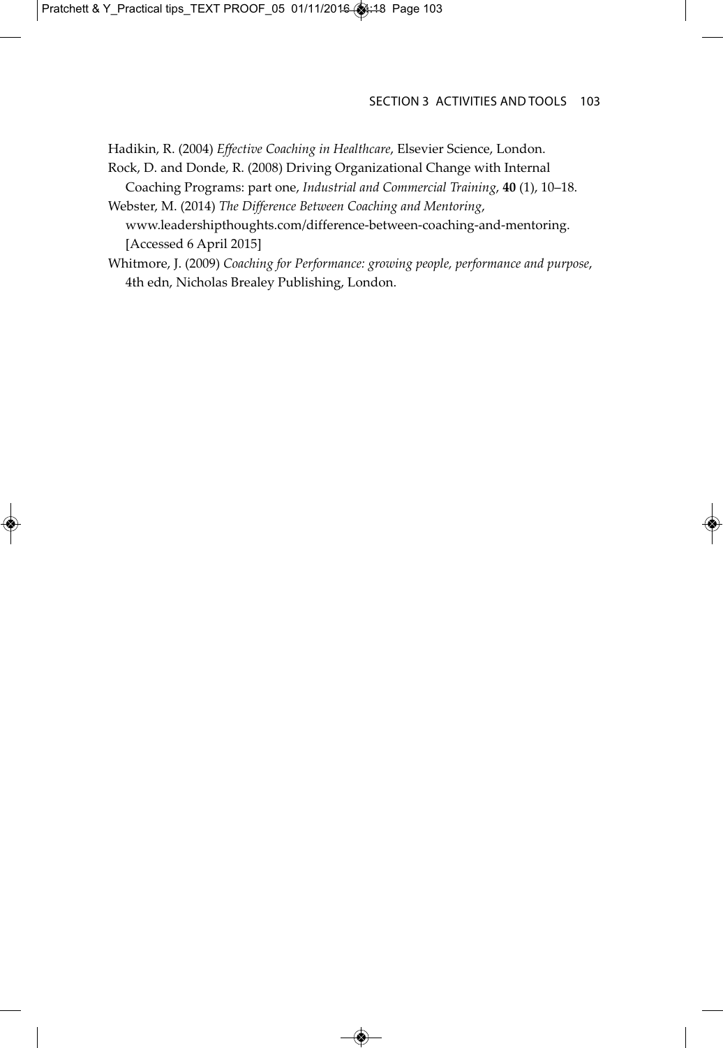Hadikin, R. (2004) *Effective Coaching in Healthcare*, Elsevier Science, London.

Rock, D. and Donde, R. (2008) Driving Organizational Change with Internal Coaching Programs: part one, *Industrial and Commercial Training*, **40** (1), 10–18.

Webster, M. (2014) *The Difference Between Coaching and Mentoring*, www.leadershipthoughts.com/difference-between-coaching-and-mentoring. [Accessed 6 April 2015]

Whitmore, J. (2009) *Coaching for Performance: growing people, performance and purpose*, 4th edn, Nicholas Brealey Publishing, London.